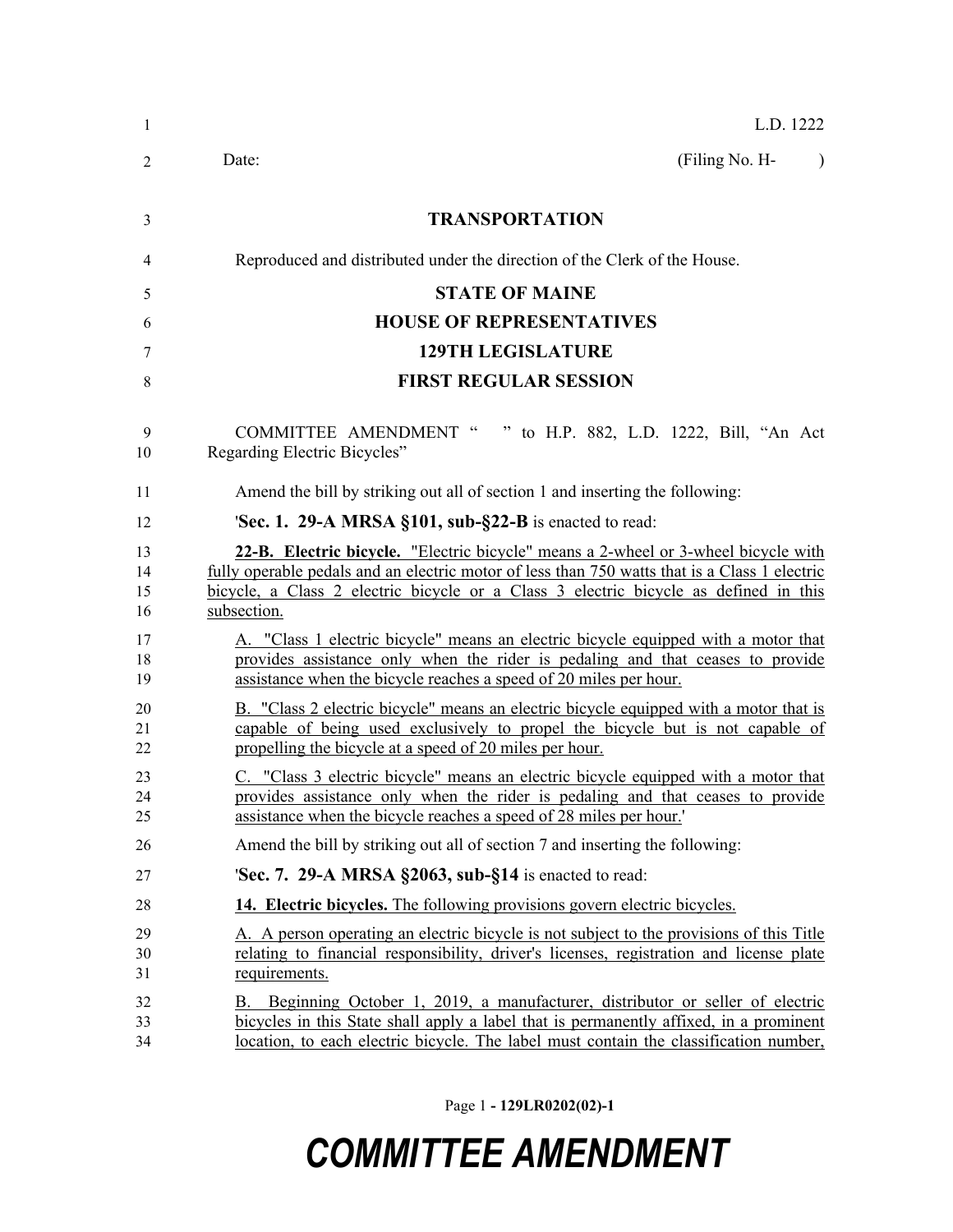L.D. 1222

Date: (Filing No. H- )

**TRANSPORTATION**

Reproduced and distributed under the direction of the Clerk of the House.

**STATE OF MAINE**

**HOUSE OF REPRESENTATIVES**

**129TH LEGISLATURE**

**FIRST REGULAR SESSION**

COMMITTEE AMENDMENT " " to H.P. 882, L.D. 1222, Bill, "An Act Regarding Electric Bicycles"

Amend the bill by striking out all of section 1 and inserting the following:

'**Sec. 1. 29-A MRSA §101, sub-§22-B** is enacted to read:

**22-B. Electric bicycle.** "Electric bicycle" means a 2-wheel or 3-wheel bicycle with fully operable pedals and an electric motor of less than 750 watts that is a Class 1 electric bicycle, a Class 2 electric bicycle or a Class 3 electric bicycle as defined in this subsection.

A. "Class 1 electric bicycle" means an electric bicycle equipped with a motor that provides assistance only when the rider is pedaling and that ceases to provide assistance when the bicycle reaches a speed of 20 miles per hour.

B. "Class 2 electric bicycle" means an electric bicycle equipped with a motor that is capable of being used exclusively to propel the bicycle but is not capable of propelling the bicycle at a speed of 20 miles per hour.

C. "Class 3 electric bicycle" means an electric bicycle equipped with a motor that provides assistance only when the rider is pedaling and that ceases to provide assistance when the bicycle reaches a speed of 28 miles per hour.'

Amend the bill by striking out all of section 7 and inserting the following:

'**Sec. 7. 29-A MRSA §2063, sub-§14** is enacted to read:

**14. Electric bicycles.** The following provisions govern electric bicycles.

A. A person operating an electric bicycle is not subject to the provisions of this Title relating to financial responsibility, driver's licenses, registration and license plate requirements.

B. Beginning October 1, 2019, a manufacturer, distributor or seller of electric bicycles in this State shall apply a label that is permanently affixed, in a prominent location, to each electric bicycle. The label must contain the classification number,

Page 1 - 129LR0202(02)-1

**COMMITTEE AMENDMENT**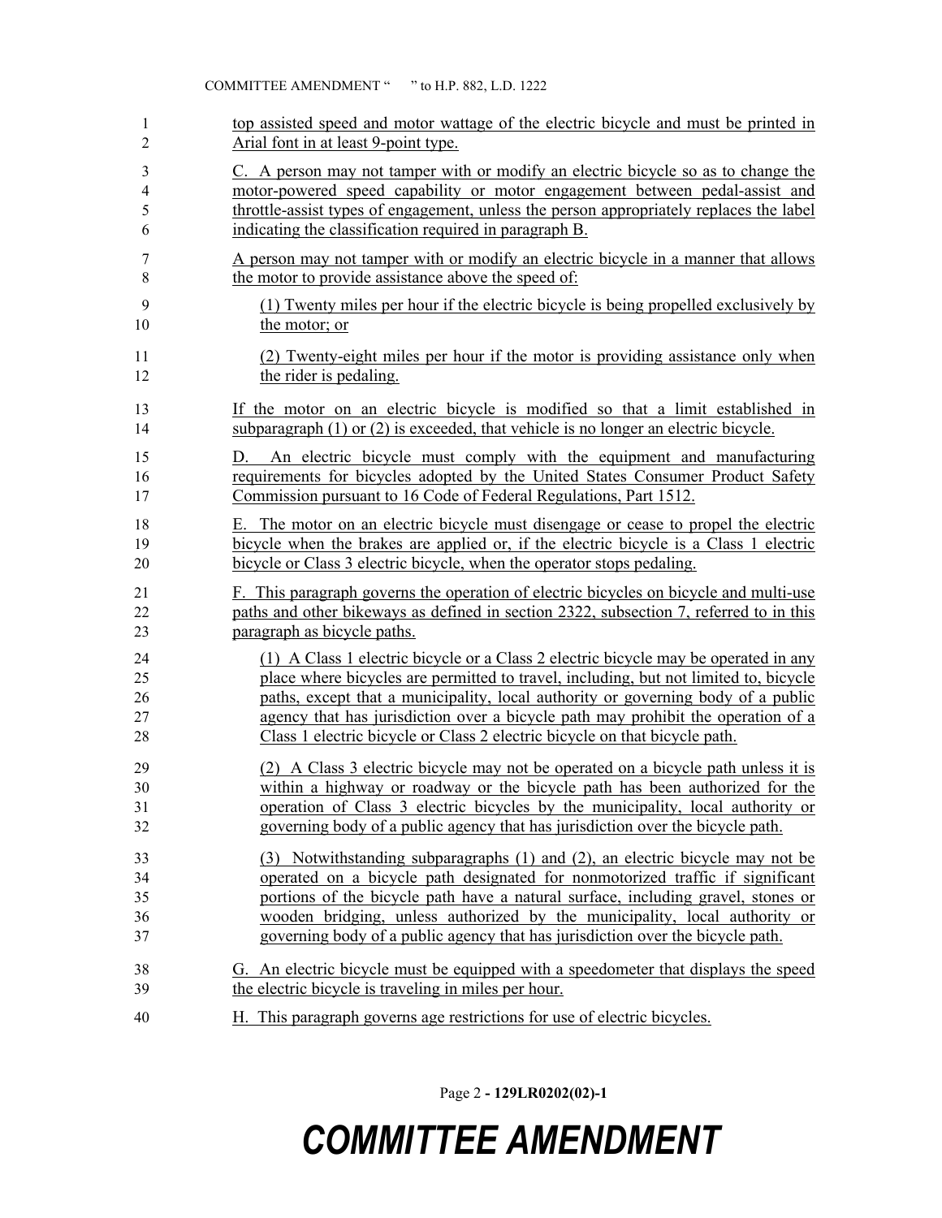top assisted speed and motor wattage of the electric bicycle and must be printed in Arial font in at least 9-point type.

C. A person may not tamper with or modify an electric bicycle so as to change the motor-powered speed capability or motor engagement between pedal-assist and throttle-assist types of engagement, unless the person appropriately replaces the label indicating the classification required in paragraph B.

A person may not tamper with or modify an electric bicycle in a manner that allows the motor to provide assistance above the speed of:

(1) Twenty miles per hour if the electric bicycle is being propelled exclusively by the motor; or

(2) Twenty-eight miles per hour if the motor is providing assistance only when the rider is pedaling.

If the motor on an electric bicycle is modified so that a limit established in subparagraph (1) or (2) is exceeded, that vehicle is no longer an electric bicycle.

D. An electric bicycle must comply with the equipment and manufacturing requirements for bicycles adopted by the United States Consumer Product Safety Commission pursuant to 16 Code of Federal Regulations, Part 1512.

E. The motor on an electric bicycle must disengage or cease to propel the electric bicycle when the brakes are applied or, if the electric bicycle is a Class 1 electric bicycle or Class 3 electric bicycle, when the operator stops pedaling.

F. This paragraph governs the operation of electric bicycles on bicycle and multi-use paths and other bikeways as defined in section 2322, subsection 7, referred to in this paragraph as bicycle paths.

(1) A Class 1 electric bicycle or a Class 2 electric bicycle may be operated in any place where bicycles are permitted to travel, including, but not limited to, bicycle paths, except that a municipality, local authority or governing body of a public agency that has jurisdiction over a bicycle path may prohibit the operation of a Class 1 electric bicycle or Class 2 electric bicycle on that bicycle path.

(2) A Class 3 electric bicycle may not be operated on a bicycle path unless it is within a highway or roadway or the bicycle path has been authorized for the operation of Class 3 electric bicycles by the municipality, local authority or governing body of a public agency that has jurisdiction over the bicycle path.

(3) Notwithstanding subparagraphs (1) and (2), an electric bicycle may not be operated on a bicycle path designated for nonmotorized traffic if significant portions of the bicycle path have a natural surface, including gravel, stones or wooden bridging, unless authorized by the municipality, local authority or governing body of a public agency that has jurisdiction over the bicycle path.

G. An electric bicycle must be equipped with a speedometer that displays the speed the electric bicycle is traveling in miles per hour.

H. This paragraph governs age restrictions for use of electric bicycles.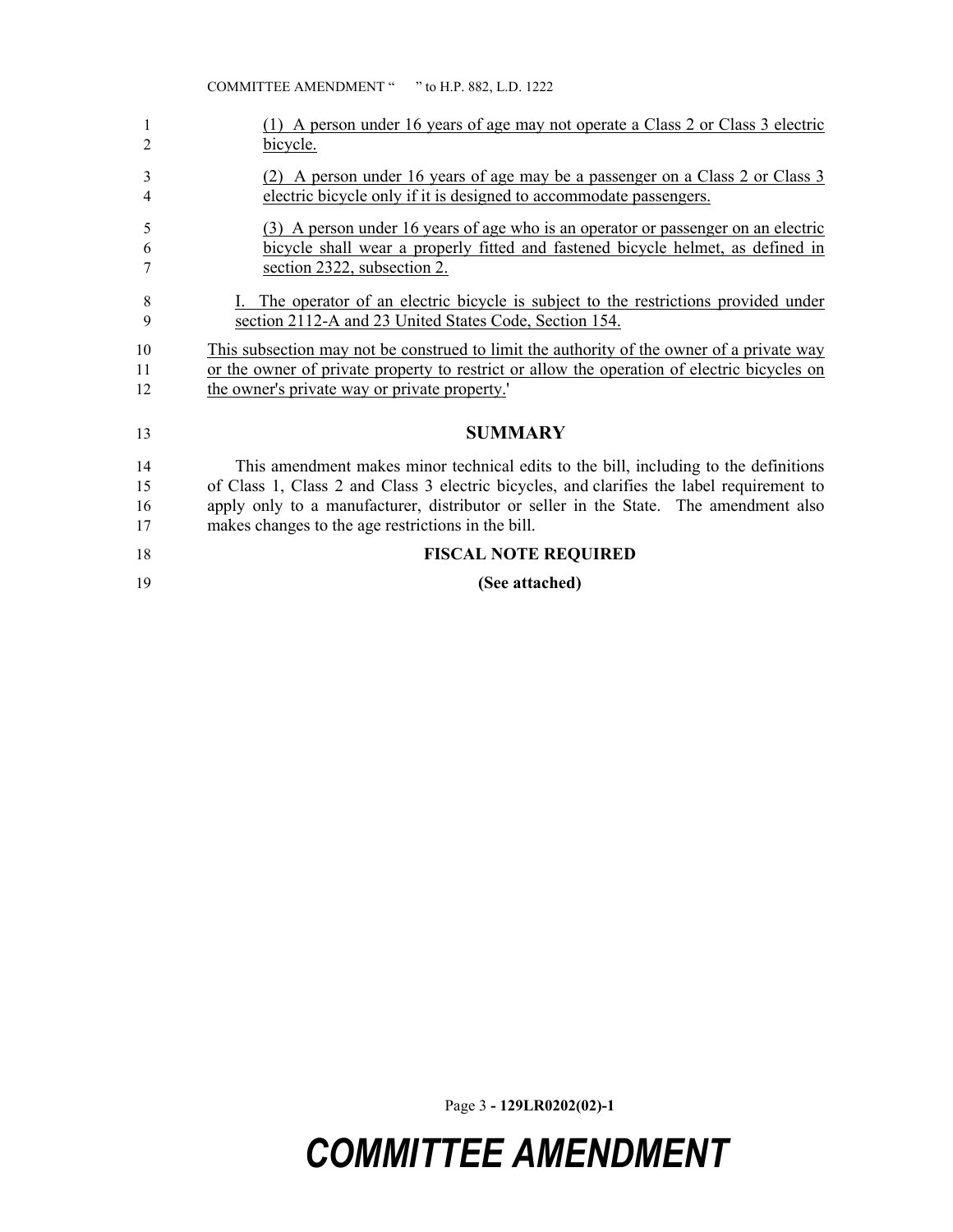(1) A person under 16 years of age may not operate a Class 2 or Class 3 electric bicycle.

(2) A person under 16 years of age may be a passenger on a Class 2 or Class 3 electric bicycle only if it is designed to accommodate passengers.

(3) A person under 16 years of age who is an operator or passenger on an electric bicycle shall wear a properly fitted and fastened bicycle helmet, as defined in section 2322, subsection 2.

I. The operator of an electric bicycle is subject to the restrictions provided under section 2112-A and 23 United States Code, Section 154.

This subsection may not be construed to limit the authority of the owner of a private way or the owner of private property to restrict or allow the operation of electric bicycles on the owner's private way or private property.'

## SUMMARY

This amendment makes minor technical edits to the bill, including to the definitions of Class 1, Class 2 and Class 3 electric bicycles, and clarifies the label requirement to apply only to a manufacturer, distributor or seller in the State. The amendment also makes changes to the age restrictions in the bill.

**FISCAL NOTE REQUIRED**

**(See attached)**

# *COMMITTEE AMENDMENT*